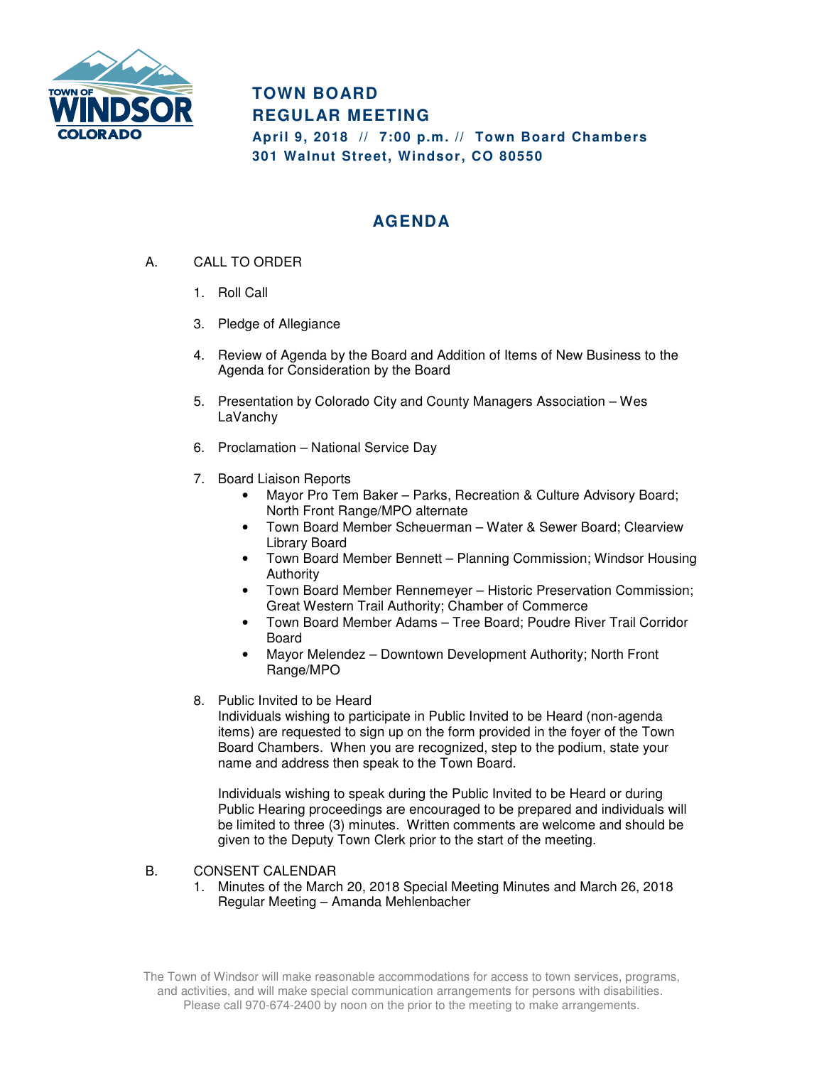# TOWN BOARD REGULAR MEETING

**April 9, 2018 // 7:00 p.m. // Town Board Chambers**
**301 Walnut Street, Windsor, CO 80550**

## AGENDA

A. CALL TO ORDER

1. Roll Call

3. Pledge of Allegiance

4. Review of Agenda by the Board and Addition of Items of New Business to the Agenda for Consideration by the Board

5. Presentation by Colorado City and County Managers Association – Wes LaVanchy

6. Proclamation – National Service Day

7. Board Liaison Reports
   - Mayor Pro Tem Baker – Parks, Recreation & Culture Advisory Board; North Front Range/MPO alternate
   - Town Board Member Scheuerman – Water & Sewer Board; Clearview Library Board
   - Town Board Member Bennett – Planning Commission; Windsor Housing Authority
   - Town Board Member Rennemeyer – Historic Preservation Commission; Great Western Trail Authority; Chamber of Commerce
   - Town Board Member Adams – Tree Board; Poudre River Trail Corridor Board
   - Mayor Melendez – Downtown Development Authority; North Front Range/MPO

8. Public Invited to be Heard

   Individuals wishing to participate in Public Invited to be Heard (non-agenda items) are requested to sign up on the form provided in the foyer of the Town Board Chambers. When you are recognized, step to the podium, state your name and address then speak to the Town Board.

   Individuals wishing to speak during the Public Invited to be Heard or during Public Hearing proceedings are encouraged to be prepared and individuals will be limited to three (3) minutes. Written comments are welcome and should be given to the Deputy Town Clerk prior to the start of the meeting.

B. CONSENT CALENDAR

1. Minutes of the March 20, 2018 Special Meeting Minutes and March 26, 2018 Regular Meeting – Amanda Mehlenbacher

The Town of Windsor will make reasonable accommodations for access to town services, programs, and activities, and will make special communication arrangements for persons with disabilities. Please call 970-674-2400 by noon on the prior to the meeting to make arrangements.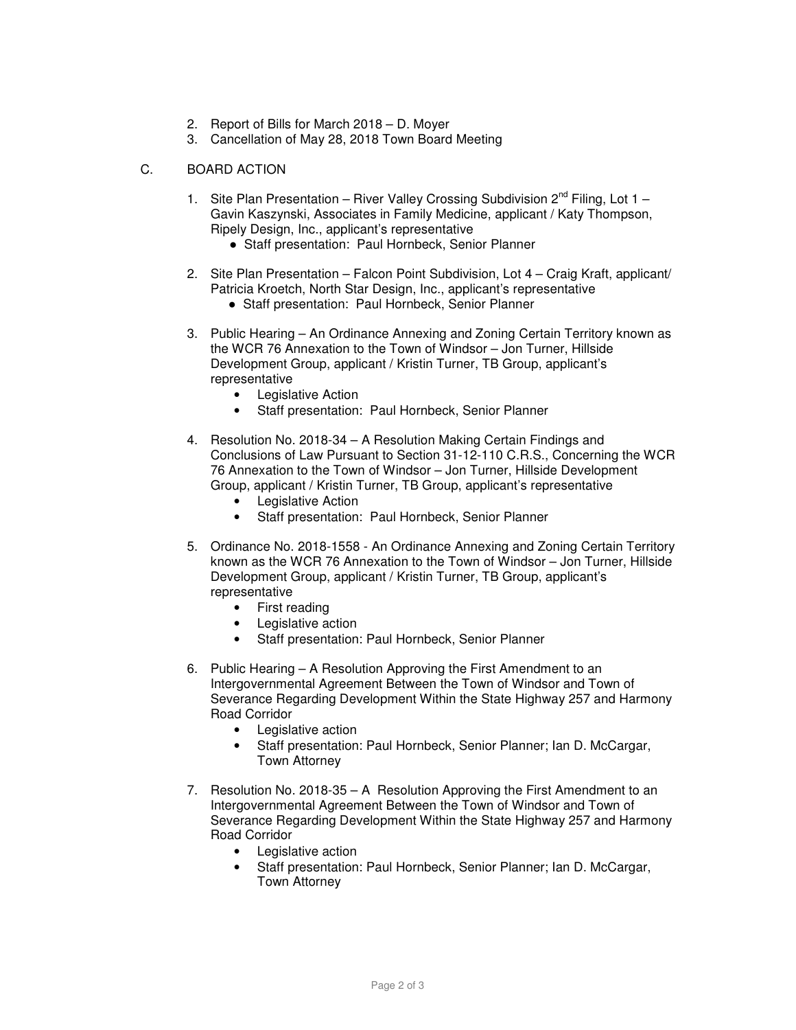2. Report of Bills for March 2018 – D. Moyer
3. Cancellation of May 28, 2018 Town Board Meeting

C. BOARD ACTION

1. Site Plan Presentation – River Valley Crossing Subdivision 2nd Filing, Lot 1 – Gavin Kaszynski, Associates in Family Medicine, applicant / Katy Thompson, Ripely Design, Inc., applicant's representative
   - Staff presentation: Paul Hornbeck, Senior Planner

2. Site Plan Presentation – Falcon Point Subdivision, Lot 4 – Craig Kraft, applicant/ Patricia Kroetch, North Star Design, Inc., applicant's representative
   - Staff presentation: Paul Hornbeck, Senior Planner

3. Public Hearing – An Ordinance Annexing and Zoning Certain Territory known as the WCR 76 Annexation to the Town of Windsor – Jon Turner, Hillside Development Group, applicant / Kristin Turner, TB Group, applicant's representative
   - Legislative Action
   - Staff presentation: Paul Hornbeck, Senior Planner

4. Resolution No. 2018-34 – A Resolution Making Certain Findings and Conclusions of Law Pursuant to Section 31-12-110 C.R.S., Concerning the WCR 76 Annexation to the Town of Windsor – Jon Turner, Hillside Development Group, applicant / Kristin Turner, TB Group, applicant's representative
   - Legislative Action
   - Staff presentation: Paul Hornbeck, Senior Planner

5. Ordinance No. 2018-1558 - An Ordinance Annexing and Zoning Certain Territory known as the WCR 76 Annexation to the Town of Windsor – Jon Turner, Hillside Development Group, applicant / Kristin Turner, TB Group, applicant's representative
   - First reading
   - Legislative action
   - Staff presentation: Paul Hornbeck, Senior Planner

6. Public Hearing – A Resolution Approving the First Amendment to an Intergovernmental Agreement Between the Town of Windsor and Town of Severance Regarding Development Within the State Highway 257 and Harmony Road Corridor
   - Legislative action
   - Staff presentation: Paul Hornbeck, Senior Planner; Ian D. McCargar, Town Attorney

7. Resolution No. 2018-35 – A Resolution Approving the First Amendment to an Intergovernmental Agreement Between the Town of Windsor and Town of Severance Regarding Development Within the State Highway 257 and Harmony Road Corridor
   - Legislative action
   - Staff presentation: Paul Hornbeck, Senior Planner; Ian D. McCargar, Town Attorney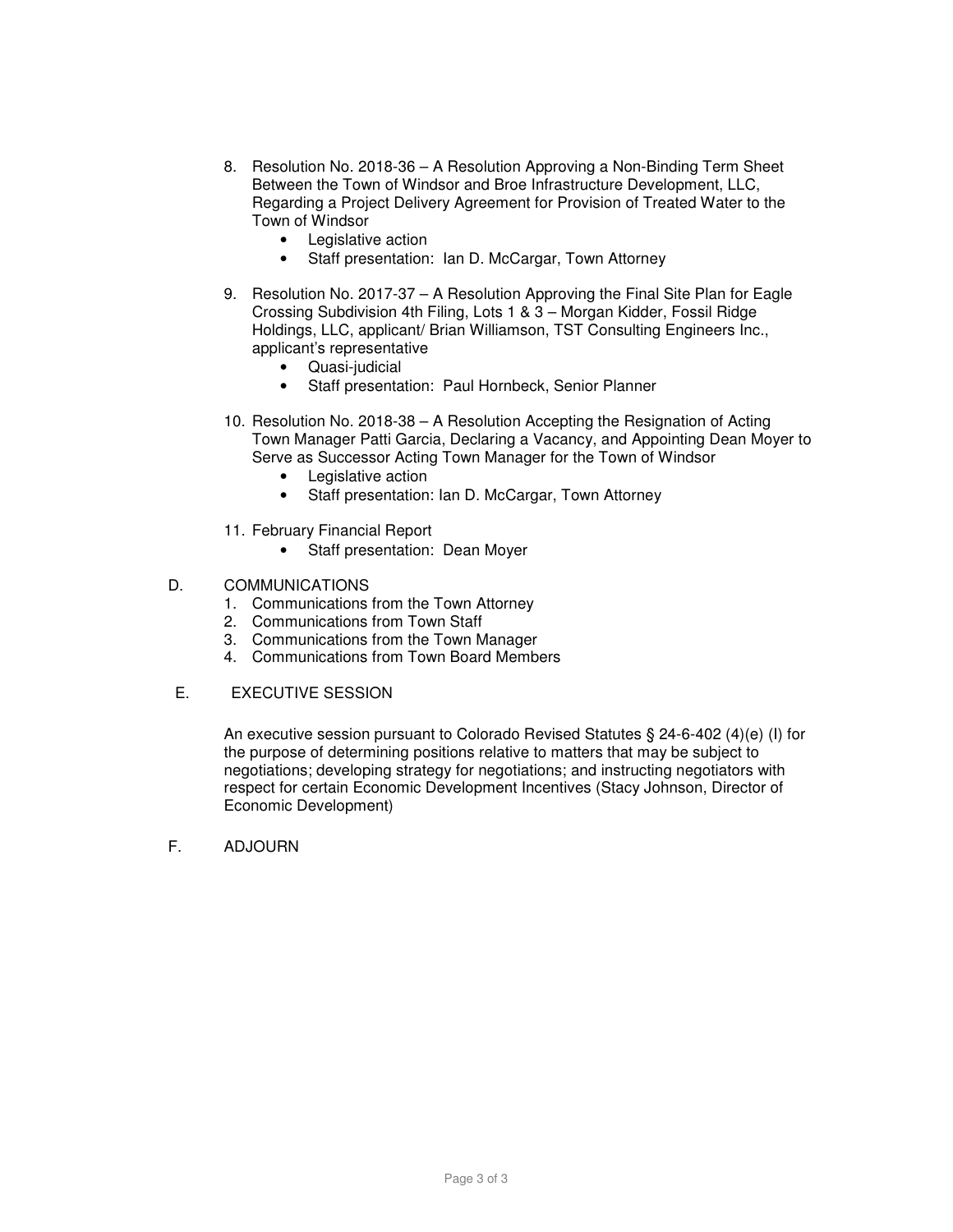8. Resolution No. 2018-36 – A Resolution Approving a Non-Binding Term Sheet Between the Town of Windsor and Broe Infrastructure Development, LLC, Regarding a Project Delivery Agreement for Provision of Treated Water to the Town of Windsor
   - Legislative action
   - Staff presentation: Ian D. McCargar, Town Attorney

9. Resolution No. 2017-37 – A Resolution Approving the Final Site Plan for Eagle Crossing Subdivision 4th Filing, Lots 1 & 3 – Morgan Kidder, Fossil Ridge Holdings, LLC, applicant/ Brian Williamson, TST Consulting Engineers Inc., applicant's representative
   - Quasi-judicial
   - Staff presentation: Paul Hornbeck, Senior Planner

10. Resolution No. 2018-38 – A Resolution Accepting the Resignation of Acting Town Manager Patti Garcia, Declaring a Vacancy, and Appointing Dean Moyer to Serve as Successor Acting Town Manager for the Town of Windsor
    - Legislative action
    - Staff presentation: Ian D. McCargar, Town Attorney

11. February Financial Report
    - Staff presentation: Dean Moyer

D. COMMUNICATIONS

1. Communications from the Town Attorney
2. Communications from Town Staff
3. Communications from the Town Manager
4. Communications from Town Board Members

E. EXECUTIVE SESSION

An executive session pursuant to Colorado Revised Statutes § 24-6-402 (4)(e) (I) for the purpose of determining positions relative to matters that may be subject to negotiations; developing strategy for negotiations; and instructing negotiators with respect for certain Economic Development Incentives (Stacy Johnson, Director of Economic Development)

F. ADJOURN